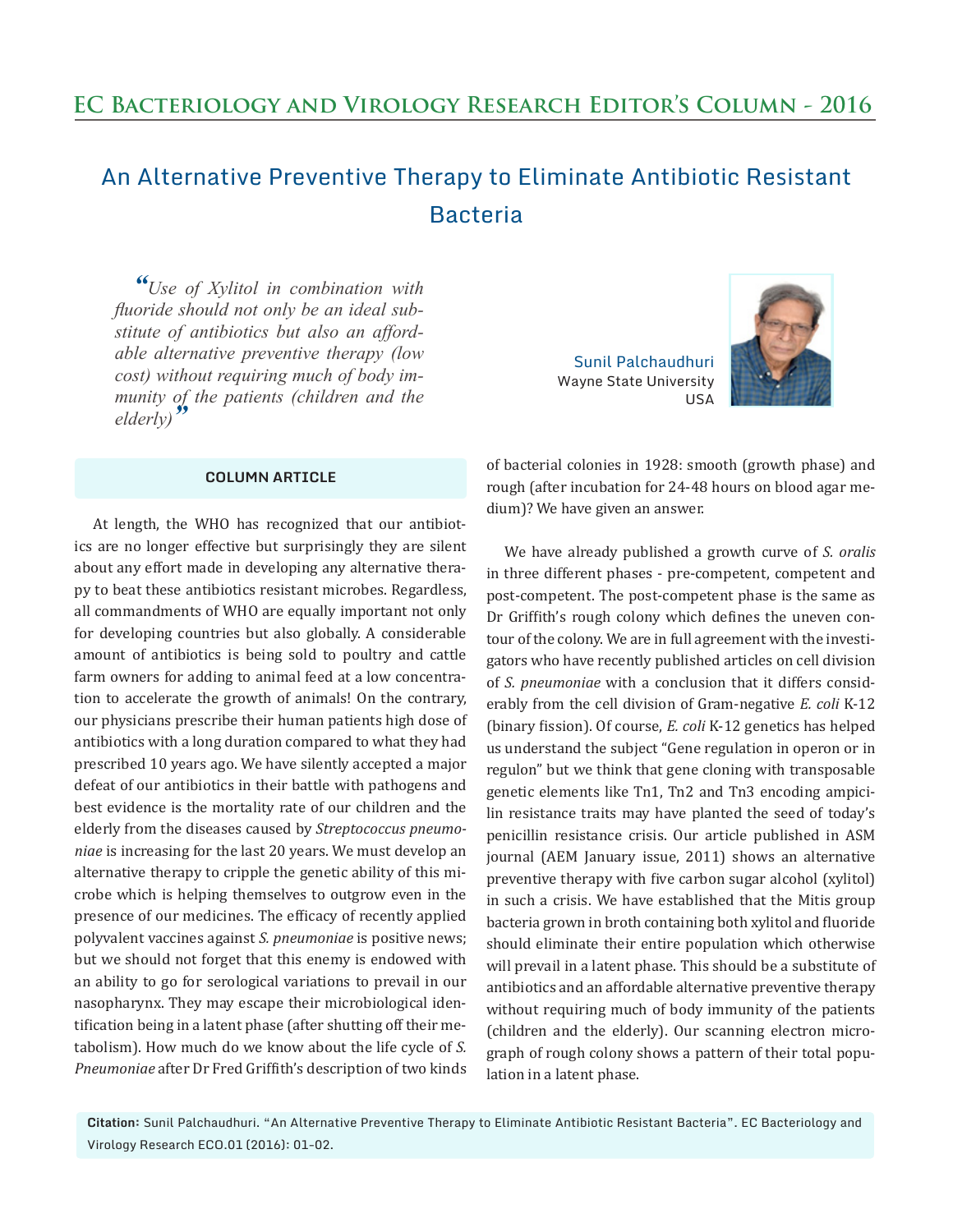# An Alternative Preventive Therapy to Eliminate Antibiotic Resistant Bacteria

*"Use of Xylitol in combination with fluoride should not only be an ideal substitute of antibiotics but also an affordable alternative preventive therapy (low cost) without requiring much of body immunity of the patients (children and the elderly)"*

**Sunil Palchaudhuri**
Wayne State University
USA

**COLUMN ARTICLE**

At length, the WHO has recognized that our antibiotics are no longer effective but surprisingly they are silent about any effort made in developing any alternative therapy to beat these antibiotics resistant microbes. Regardless, all commandments of WHO are equally important not only for developing countries but also globally. A considerable amount of antibiotics is being sold to poultry and cattle farm owners for adding to animal feed at a low concentration to accelerate the growth of animals! On the contrary, our physicians prescribe their human patients high dose of antibiotics with a long duration compared to what they had prescribed 10 years ago. We have silently accepted a major defeat of our antibiotics in their battle with pathogens and best evidence is the mortality rate of our children and the elderly from the diseases caused by *Streptococcus pneumoniae* is increasing for the last 20 years. We must develop an alternative therapy to cripple the genetic ability of this microbe which is helping themselves to outgrow even in the presence of our medicines. The efficacy of recently applied polyvalent vaccines against *S. pneumoniae* is positive news; but we should not forget that this enemy is endowed with an ability to go for serological variations to prevail in our nasopharynx. They may escape their microbiological identification being in a latent phase (after shutting off their metabolism). How much do we know about the life cycle of *S. Pneumoniae* after Dr Fred Griffith's description of two kinds of bacterial colonies in 1928: smooth (growth phase) and rough (after incubation for 24-48 hours on blood agar medium)? We have given an answer.

We have already published a growth curve of *S. oralis* in three different phases - pre-competent, competent and post-competent. The post-competent phase is the same as Dr Griffith's rough colony which defines the uneven contour of the colony. We are in full agreement with the investigators who have recently published articles on cell division of *S. pneumoniae* with a conclusion that it differs considerably from the cell division of Gram-negative *E. coli* K-12 (binary fission). Of course, *E. coli* K-12 genetics has helped us understand the subject "Gene regulation in operon or in regulon" but we think that gene cloning with transposable genetic elements like Tn1, Tn2 and Tn3 encoding ampicilin resistance traits may have planted the seed of today's penicillin resistance crisis. Our article published in ASM journal (AEM January issue, 2011) shows an alternative preventive therapy with five carbon sugar alcohol (xylitol) in such a crisis. We have established that the Mitis group bacteria grown in broth containing both xylitol and fluoride should eliminate their entire population which otherwise will prevail in a latent phase. This should be a substitute of antibiotics and an affordable alternative preventive therapy without requiring much of body immunity of the patients (children and the elderly). Our scanning electron micrograph of rough colony shows a pattern of their total population in a latent phase.

**Citation:** Sunil Palchaudhuri. "An Alternative Preventive Therapy to Eliminate Antibiotic Resistant Bacteria". EC Bacteriology and Virology Research ECO.01 (2016): 01-02.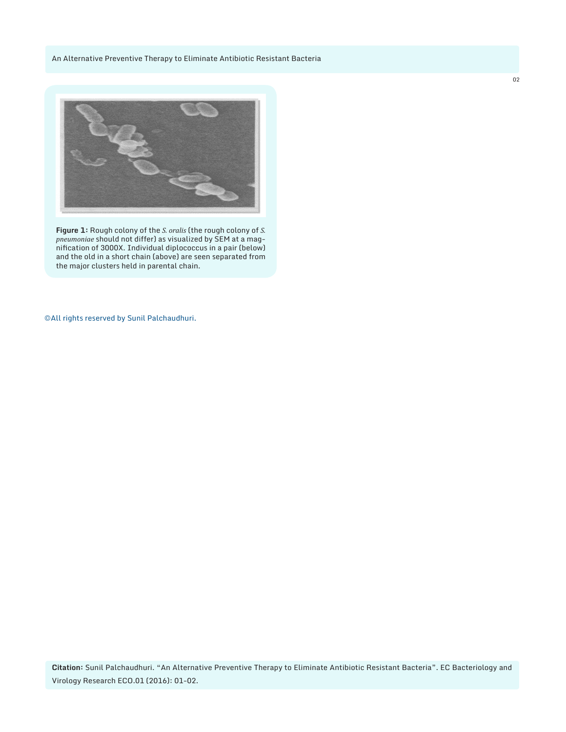**Figure 1:** Rough colony of the *S. oralis* (the rough colony of *S. pneumoniae* should not differ) as visualized by SEM at a magnification of 3000X. Individual diplococcus in a pair (below) and the old in a short chain (above) are seen separated from the major clusters held in parental chain.

©All rights reserved by Sunil Palchaudhuri.